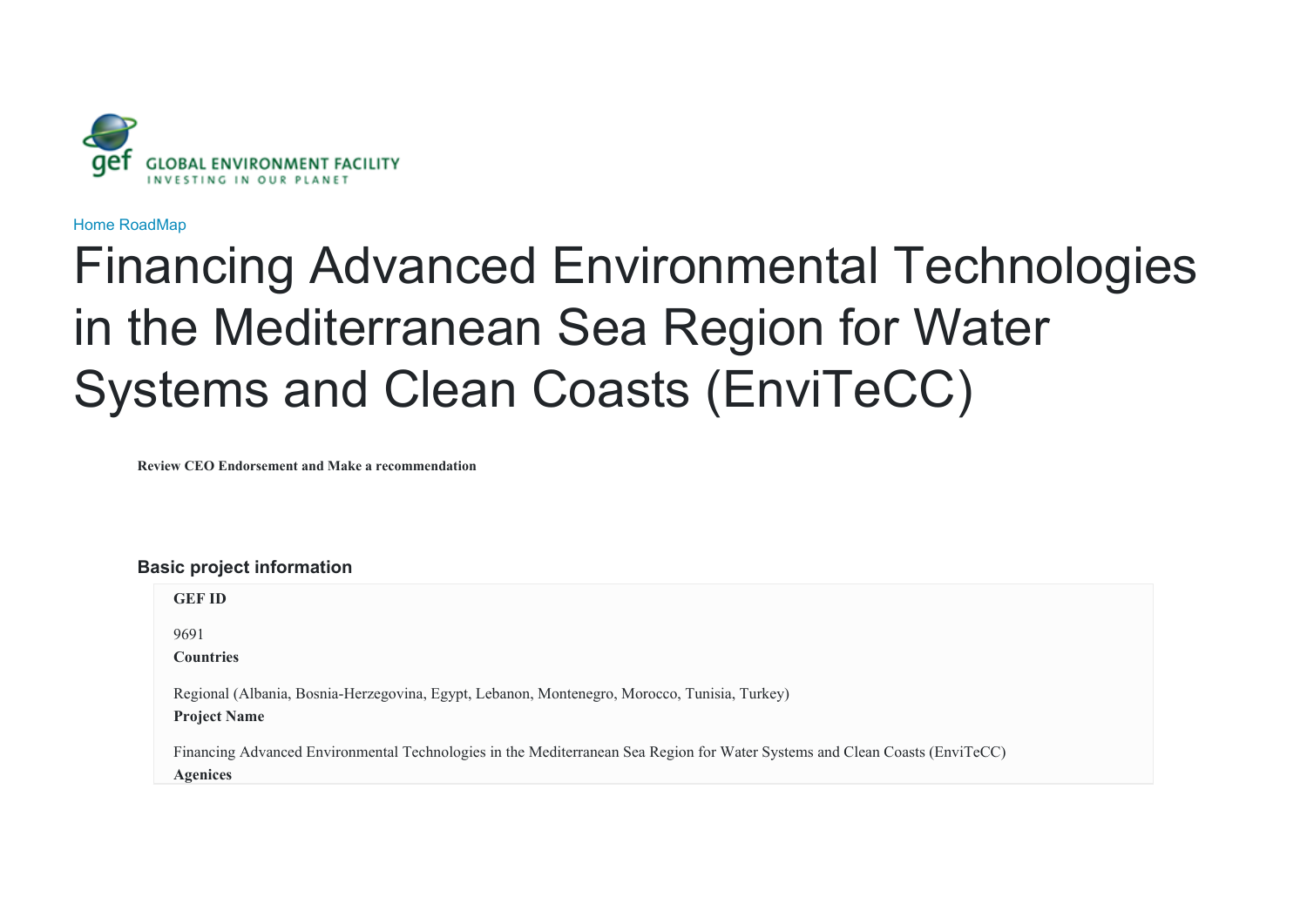Home RoadMap

# Financing Advanced Environmental Technologies in the Mediterranean Sea Region for Water Systems and Clean Coasts (EnviTeCC)

**Review CEO Endorsement and Make a recommendation**

## Basic project information

**GEF ID**

9691

**Countries**

Regional (Albania, Bosnia-Herzegovina, Egypt, Lebanon, Montenegro, Morocco, Tunisia, Turkey)

**Project Name**

Financing Advanced Environmental Technologies in the Mediterranean Sea Region for Water Systems and Clean Coasts (EnviTeCC)

**Agenices**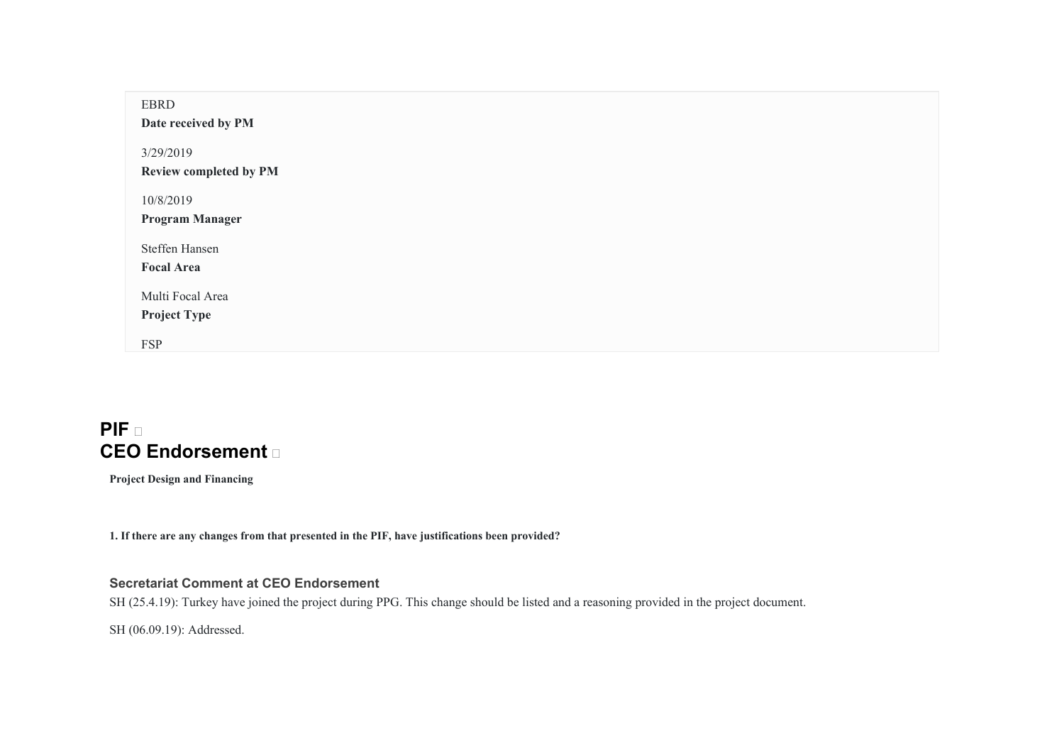EBRD

**Date received by PM**

3/29/2019

**Review completed by PM**

10/8/2019

**Program Manager**

Steffen Hansen

**Focal Area**

Multi Focal Area

**Project Type**

FSP

# PIF

# CEO Endorsement

**Project Design and Financing**

**1. If there are any changes from that presented in the PIF, have justifications been provided?**

### Secretariat Comment at CEO Endorsement

SH (25.4.19): Turkey have joined the project during PPG. This change should be listed and a reasoning provided in the project document.

SH (06.09.19): Addressed.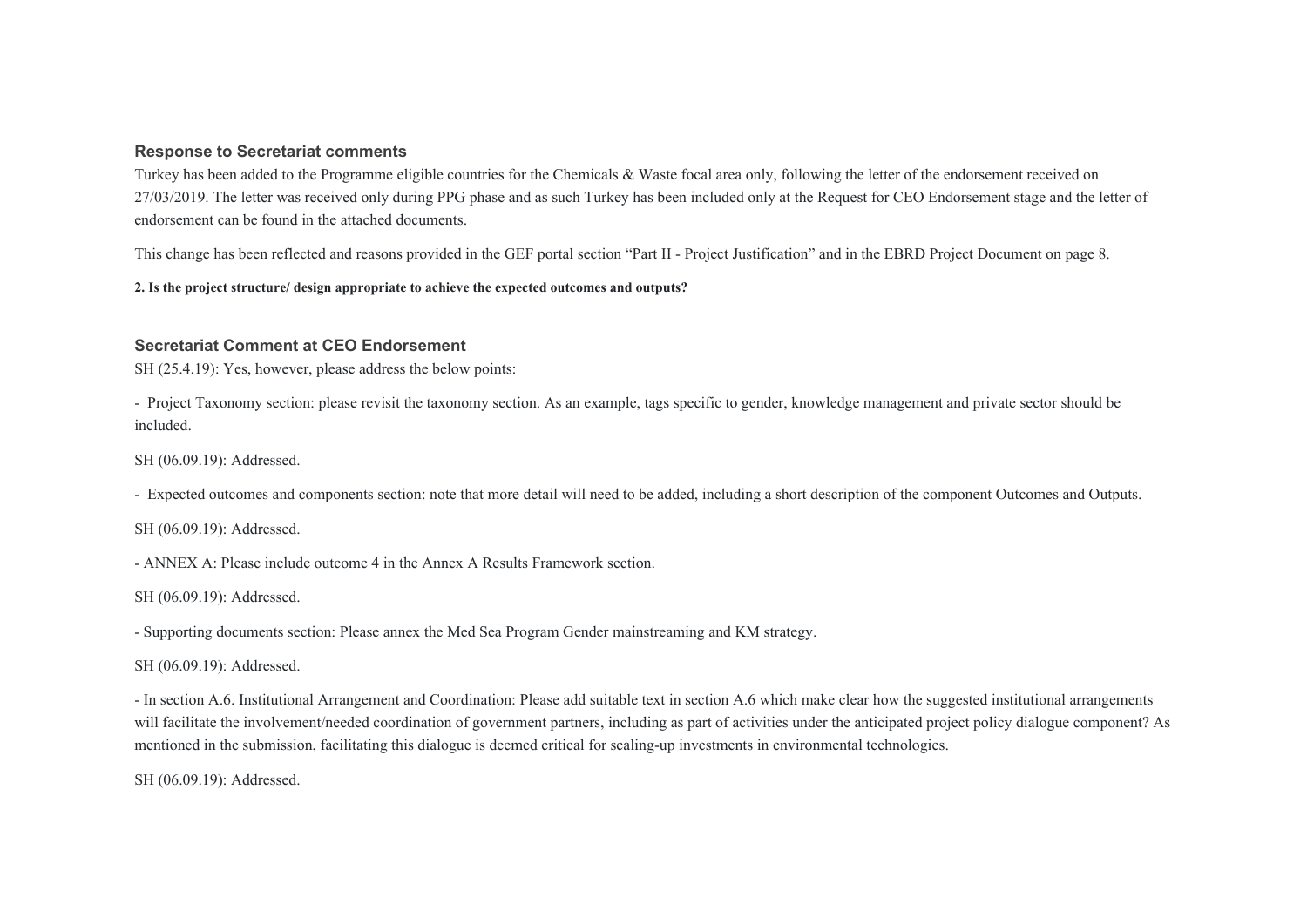### Response to Secretariat comments

Turkey has been added to the Programme eligible countries for the Chemicals & Waste focal area only, following the letter of the endorsement received on 27/03/2019. The letter was received only during PPG phase and as such Turkey has been included only at the Request for CEO Endorsement stage and the letter of endorsement can be found in the attached documents.

This change has been reflected and reasons provided in the GEF portal section "Part II - Project Justification" and in the EBRD Project Document on page 8.

**2. Is the project structure/ design appropriate to achieve the expected outcomes and outputs?**

### Secretariat Comment at CEO Endorsement

SH (25.4.19): Yes, however, please address the below points:

- Project Taxonomy section: please revisit the taxonomy section. As an example, tags specific to gender, knowledge management and private sector should be included.

SH (06.09.19): Addressed.

- Expected outcomes and components section: note that more detail will need to be added, including a short description of the component Outcomes and Outputs.

SH (06.09.19): Addressed.

- ANNEX A: Please include outcome 4 in the Annex A Results Framework section.

SH (06.09.19): Addressed.

- Supporting documents section: Please annex the Med Sea Program Gender mainstreaming and KM strategy.

SH (06.09.19): Addressed.

- In section A.6. Institutional Arrangement and Coordination: Please add suitable text in section A.6 which make clear how the suggested institutional arrangements will facilitate the involvement/needed coordination of government partners, including as part of activities under the anticipated project policy dialogue component? As mentioned in the submission, facilitating this dialogue is deemed critical for scaling-up investments in environmental technologies.

SH (06.09.19): Addressed.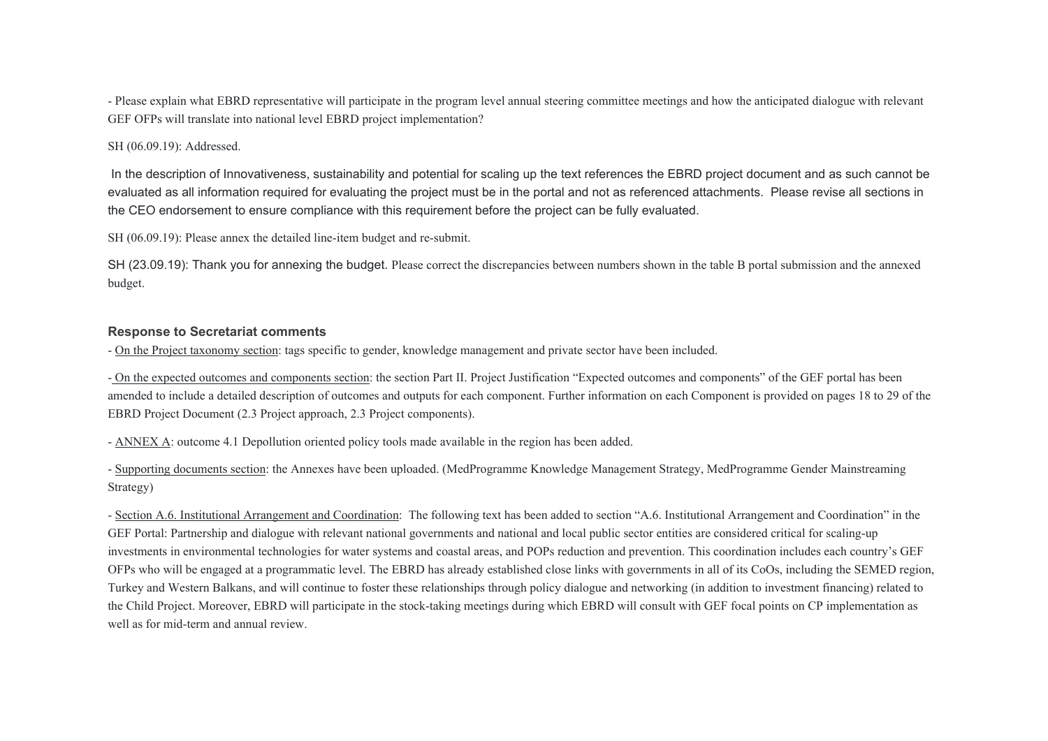- Please explain what EBRD representative will participate in the program level annual steering committee meetings and how the anticipated dialogue with relevant GEF OFPs will translate into national level EBRD project implementation?

SH (06.09.19): Addressed.

In the description of Innovativeness, sustainability and potential for scaling up the text references the EBRD project document and as such cannot be evaluated as all information required for evaluating the project must be in the portal and not as referenced attachments. Please revise all sections in the CEO endorsement to ensure compliance with this requirement before the project can be fully evaluated.

SH (06.09.19): Please annex the detailed line-item budget and re-submit.

SH (23.09.19): Thank you for annexing the budget. Please correct the discrepancies between numbers shown in the table B portal submission and the annexed budget.

### Response to Secretariat comments

- On the Project taxonomy section: tags specific to gender, knowledge management and private sector have been included.

- On the expected outcomes and components section: the section Part II. Project Justification "Expected outcomes and components" of the GEF portal has been amended to include a detailed description of outcomes and outputs for each component. Further information on each Component is provided on pages 18 to 29 of the EBRD Project Document (2.3 Project approach, 2.3 Project components).

- ANNEX A: outcome 4.1 Depollution oriented policy tools made available in the region has been added.

- Supporting documents section: the Annexes have been uploaded. (MedProgramme Knowledge Management Strategy, MedProgramme Gender Mainstreaming Strategy)

- Section A.6. Institutional Arrangement and Coordination: The following text has been added to section "A.6. Institutional Arrangement and Coordination" in the GEF Portal: Partnership and dialogue with relevant national governments and national and local public sector entities are considered critical for scaling-up investments in environmental technologies for water systems and coastal areas, and POPs reduction and prevention. This coordination includes each country's GEF OFPs who will be engaged at a programmatic level. The EBRD has already established close links with governments in all of its CoOs, including the SEMED region, Turkey and Western Balkans, and will continue to foster these relationships through policy dialogue and networking (in addition to investment financing) related to the Child Project. Moreover, EBRD will participate in the stock-taking meetings during which EBRD will consult with GEF focal points on CP implementation as well as for mid-term and annual review.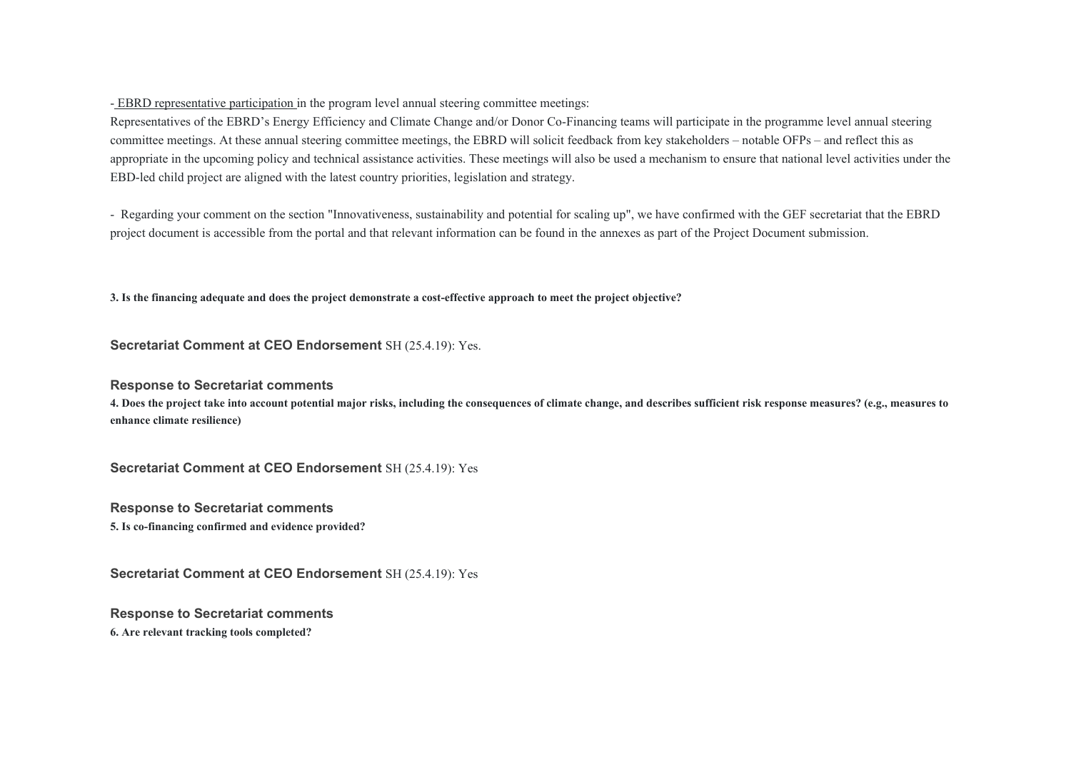- EBRD representative participation in the program level annual steering committee meetings:
Representatives of the EBRD's Energy Efficiency and Climate Change and/or Donor Co-Financing teams will participate in the programme level annual steering committee meetings. At these annual steering committee meetings, the EBRD will solicit feedback from key stakeholders – notable OFPs – and reflect this as appropriate in the upcoming policy and technical assistance activities. These meetings will also be used a mechanism to ensure that national level activities under the EBD-led child project are aligned with the latest country priorities, legislation and strategy.

- Regarding your comment on the section "Innovativeness, sustainability and potential for scaling up", we have confirmed with the GEF secretariat that the EBRD project document is accessible from the portal and that relevant information can be found in the annexes as part of the Project Document submission.

**3. Is the financing adequate and does the project demonstrate a cost-effective approach to meet the project objective?**

**Secretariat Comment at CEO Endorsement** SH (25.4.19): Yes.

**Response to Secretariat comments**

**4. Does the project take into account potential major risks, including the consequences of climate change, and describes sufficient risk response measures? (e.g., measures to enhance climate resilience)**

**Secretariat Comment at CEO Endorsement** SH (25.4.19): Yes

**Response to Secretariat comments**

**5. Is co-financing confirmed and evidence provided?**

**Secretariat Comment at CEO Endorsement** SH (25.4.19): Yes

**Response to Secretariat comments**

**6. Are relevant tracking tools completed?**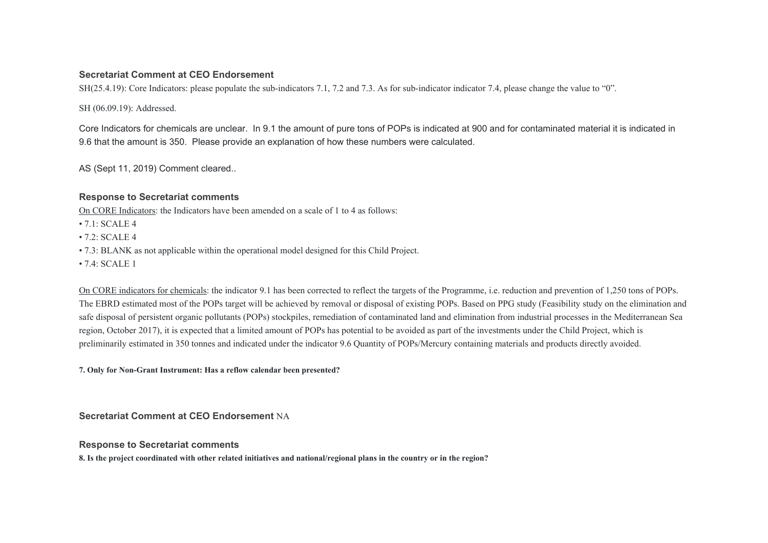**Secretariat Comment at CEO Endorsement**

SH(25.4.19): Core Indicators: please populate the sub-indicators 7.1, 7.2 and 7.3. As for sub-indicator indicator 7.4, please change the value to "0".

SH (06.09.19): Addressed.

Core Indicators for chemicals are unclear. In 9.1 the amount of pure tons of POPs is indicated at 900 and for contaminated material it is indicated in 9.6 that the amount is 350. Please provide an explanation of how these numbers were calculated.

AS (Sept 11, 2019) Comment cleared..

**Response to Secretariat comments**

On CORE Indicators: the Indicators have been amended on a scale of 1 to 4 as follows:

- 7.1: SCALE 4
- 7.2: SCALE 4
- 7.3: BLANK as not applicable within the operational model designed for this Child Project.
- 7.4: SCALE 1

On CORE indicators for chemicals: the indicator 9.1 has been corrected to reflect the targets of the Programme, i.e. reduction and prevention of 1,250 tons of POPs. The EBRD estimated most of the POPs target will be achieved by removal or disposal of existing POPs. Based on PPG study (Feasibility study on the elimination and safe disposal of persistent organic pollutants (POPs) stockpiles, remediation of contaminated land and elimination from industrial processes in the Mediterranean Sea region, October 2017), it is expected that a limited amount of POPs has potential to be avoided as part of the investments under the Child Project, which is preliminarily estimated in 350 tonnes and indicated under the indicator 9.6 Quantity of POPs/Mercury containing materials and products directly avoided.

**7. Only for Non-Grant Instrument: Has a reflow calendar been presented?**

**Secretariat Comment at CEO Endorsement** NA

**Response to Secretariat comments**

**8. Is the project coordinated with other related initiatives and national/regional plans in the country or in the region?**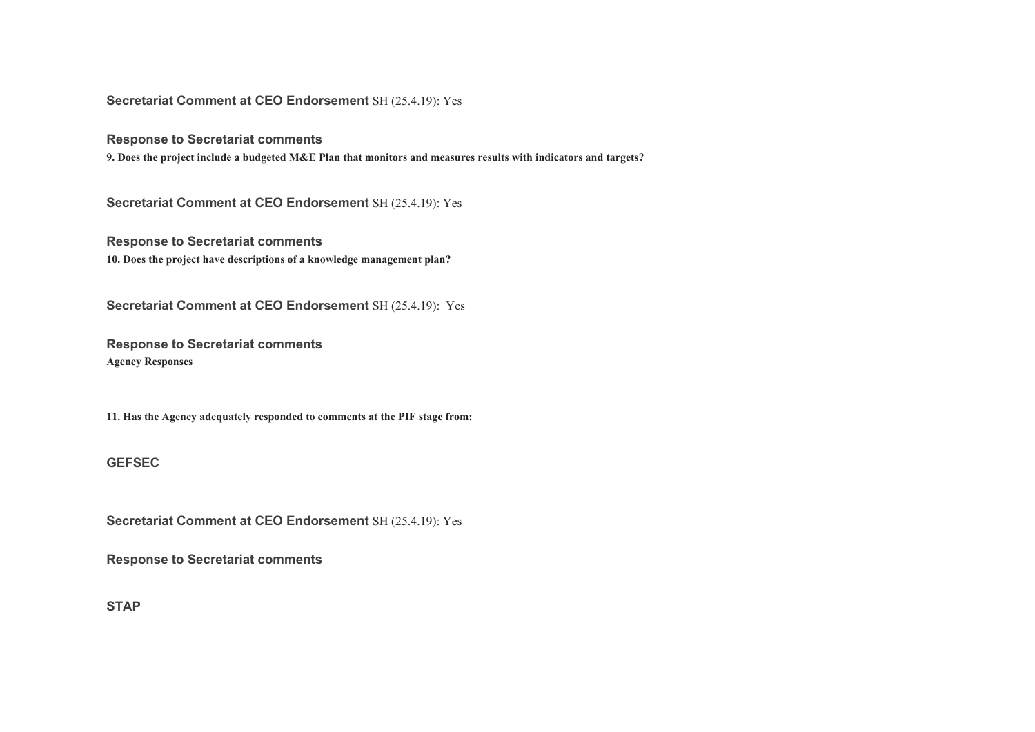**Secretariat Comment at CEO Endorsement** SH (25.4.19): Yes

**Response to Secretariat comments**

**9. Does the project include a budgeted M&E Plan that monitors and measures results with indicators and targets?**

**Secretariat Comment at CEO Endorsement** SH (25.4.19): Yes

**Response to Secretariat comments**

**10. Does the project have descriptions of a knowledge management plan?**

**Secretariat Comment at CEO Endorsement** SH (25.4.19): Yes

**Response to Secretariat comments**

**Agency Responses**

**11. Has the Agency adequately responded to comments at the PIF stage from:**

**GEFSEC**

**Secretariat Comment at CEO Endorsement** SH (25.4.19): Yes

**Response to Secretariat comments**

**STAP**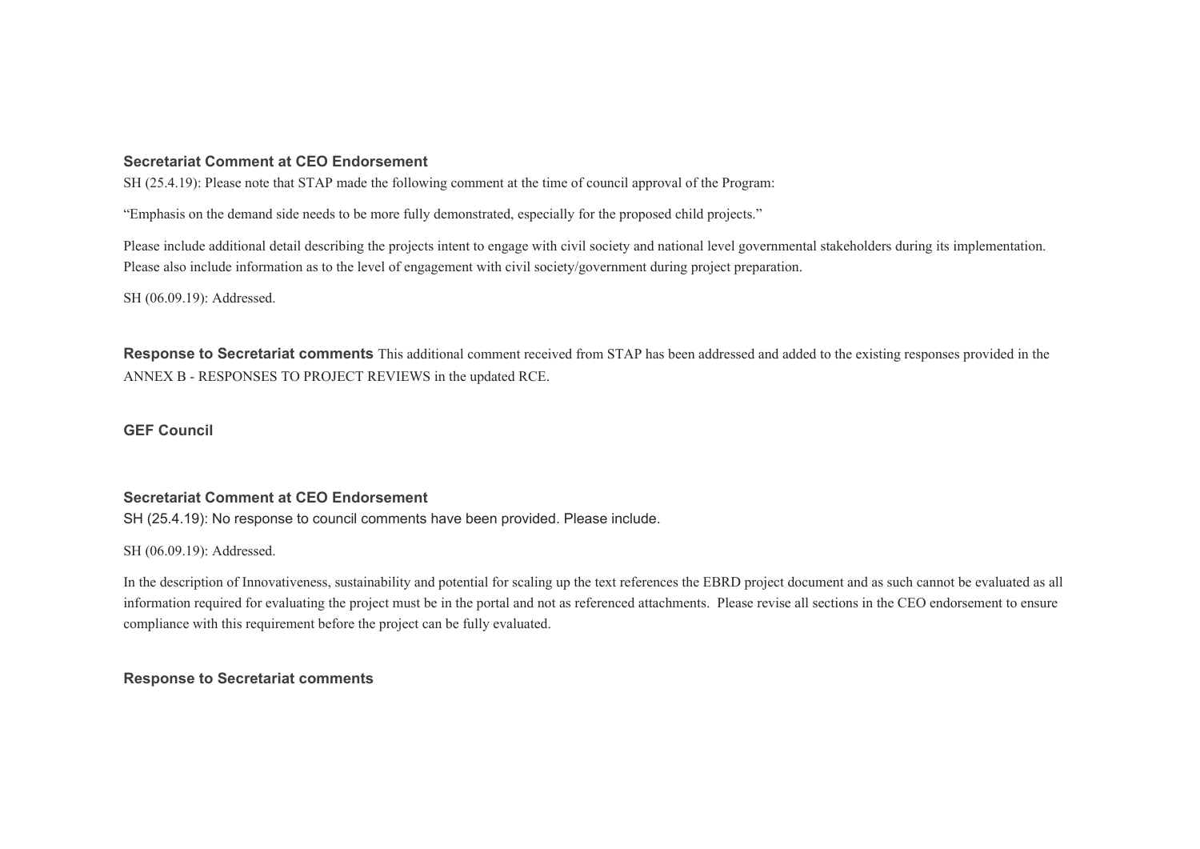**Secretariat Comment at CEO Endorsement**

SH (25.4.19): Please note that STAP made the following comment at the time of council approval of the Program:

"Emphasis on the demand side needs to be more fully demonstrated, especially for the proposed child projects."

Please include additional detail describing the projects intent to engage with civil society and national level governmental stakeholders during its implementation. Please also include information as to the level of engagement with civil society/government during project preparation.

SH (06.09.19): Addressed.

**Response to Secretariat comments** This additional comment received from STAP has been addressed and added to the existing responses provided in the ANNEX B - RESPONSES TO PROJECT REVIEWS in the updated RCE.

**GEF Council**

**Secretariat Comment at CEO Endorsement**

SH (25.4.19): No response to council comments have been provided. Please include.

SH (06.09.19): Addressed.

In the description of Innovativeness, sustainability and potential for scaling up the text references the EBRD project document and as such cannot be evaluated as all information required for evaluating the project must be in the portal and not as referenced attachments. Please revise all sections in the CEO endorsement to ensure compliance with this requirement before the project can be fully evaluated.

**Response to Secretariat comments**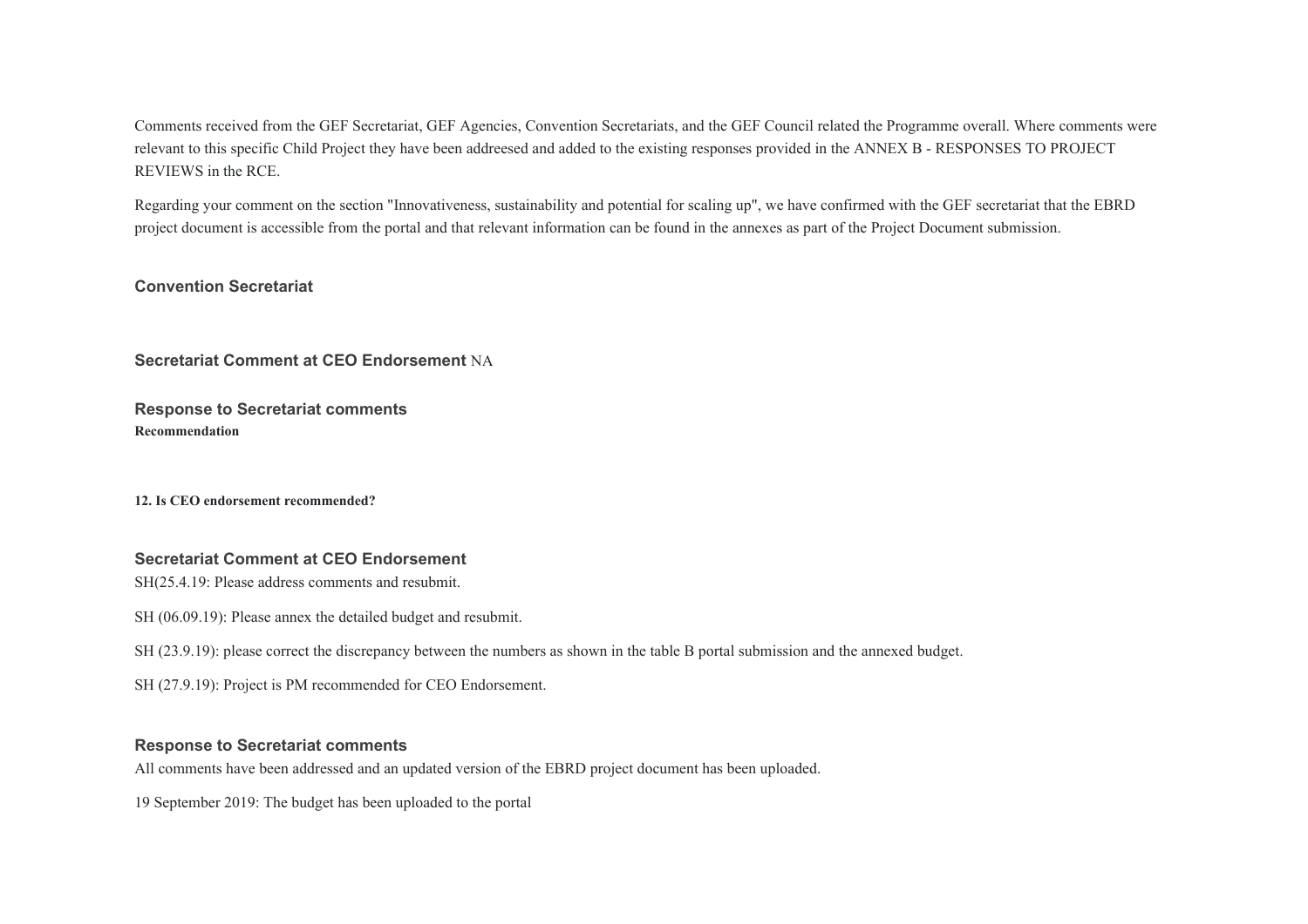Comments received from the GEF Secretariat, GEF Agencies, Convention Secretariats, and the GEF Council related the Programme overall. Where comments were relevant to this specific Child Project they have been addreesed and added to the existing responses provided in the ANNEX B - RESPONSES TO PROJECT REVIEWS in the RCE.

Regarding your comment on the section "Innovativeness, sustainability and potential for scaling up", we have confirmed with the GEF secretariat that the EBRD project document is accessible from the portal and that relevant information can be found in the annexes as part of the Project Document submission.

### Convention Secretariat

**Secretariat Comment at CEO Endorsement** NA

### Response to Secretariat comments

**Recommendation**

**12. Is CEO endorsement recommended?**

### Secretariat Comment at CEO Endorsement

SH(25.4.19: Please address comments and resubmit.

SH (06.09.19): Please annex the detailed budget and resubmit.

SH (23.9.19): please correct the discrepancy between the numbers as shown in the table B portal submission and the annexed budget.

SH (27.9.19): Project is PM recommended for CEO Endorsement.

### Response to Secretariat comments

All comments have been addressed and an updated version of the EBRD project document has been uploaded.

19 September 2019: The budget has been uploaded to the portal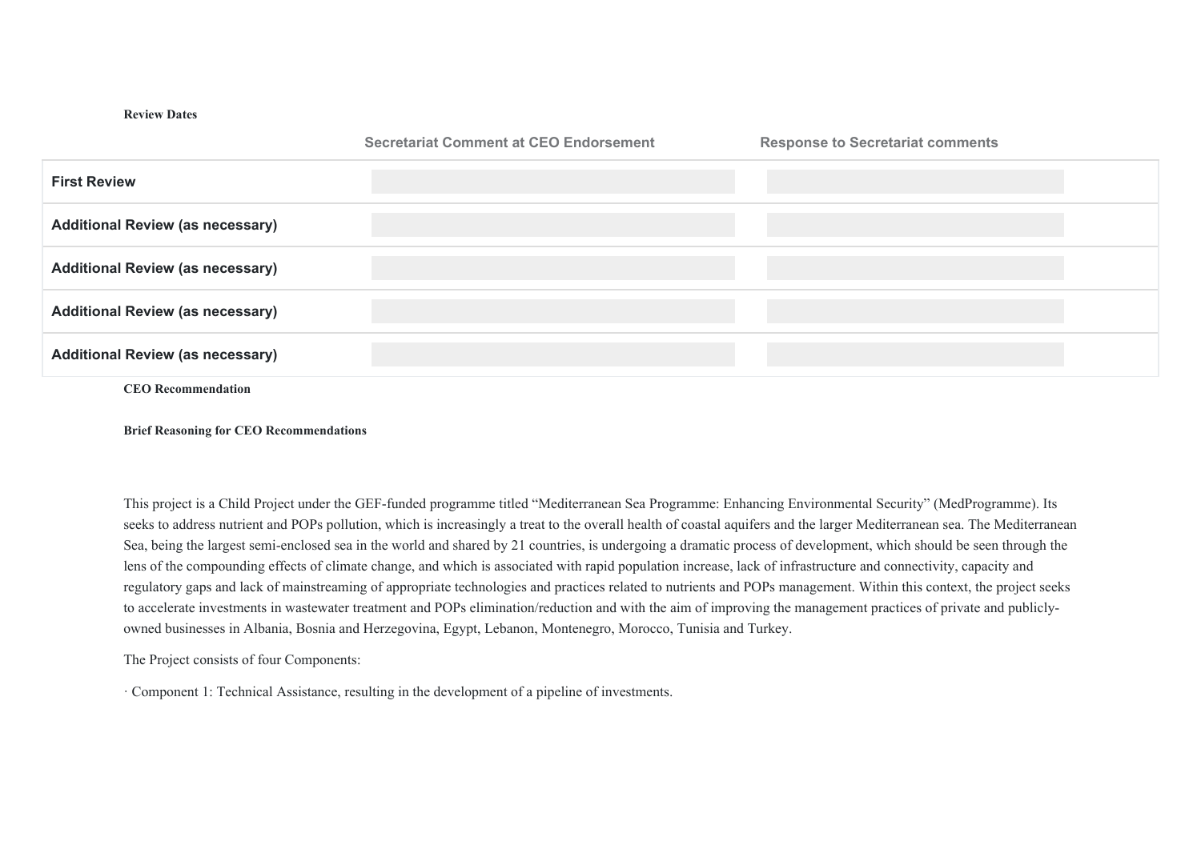**Review Dates**

| | Secretariat Comment at CEO Endorsement | Response to Secretariat comments |
|---|---|---|
| **First Review** | | |
| **Additional Review (as necessary)** | | |
| **Additional Review (as necessary)** | | |
| **Additional Review (as necessary)** | | |
| **Additional Review (as necessary)** | | |

**CEO Recommendation**

**Brief Reasoning for CEO Recommendations**

This project is a Child Project under the GEF-funded programme titled “Mediterranean Sea Programme: Enhancing Environmental Security” (MedProgramme). Its seeks to address nutrient and POPs pollution, which is increasingly a treat to the overall health of coastal aquifers and the larger Mediterranean sea. The Mediterranean Sea, being the largest semi-enclosed sea in the world and shared by 21 countries, is undergoing a dramatic process of development, which should be seen through the lens of the compounding effects of climate change, and which is associated with rapid population increase, lack of infrastructure and connectivity, capacity and regulatory gaps and lack of mainstreaming of appropriate technologies and practices related to nutrients and POPs management. Within this context, the project seeks to accelerate investments in wastewater treatment and POPs elimination/reduction and with the aim of improving the management practices of private and publicly-owned businesses in Albania, Bosnia and Herzegovina, Egypt, Lebanon, Montenegro, Morocco, Tunisia and Turkey.

The Project consists of four Components:

· Component 1: Technical Assistance, resulting in the development of a pipeline of investments.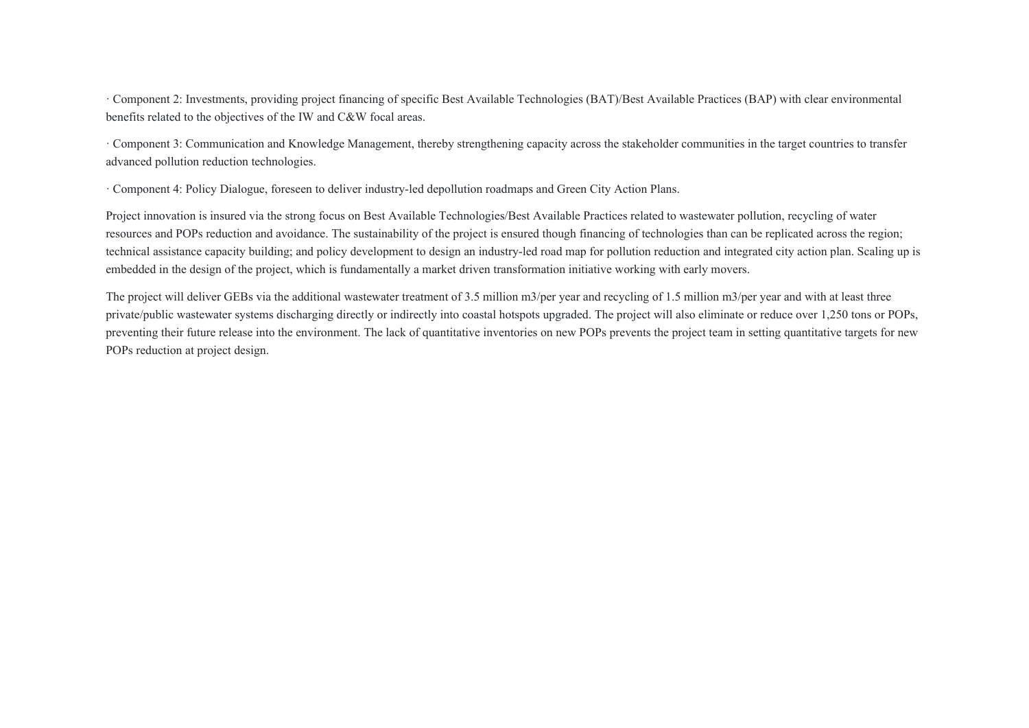· Component 2: Investments, providing project financing of specific Best Available Technologies (BAT)/Best Available Practices (BAP) with clear environmental benefits related to the objectives of the IW and C&W focal areas.

· Component 3: Communication and Knowledge Management, thereby strengthening capacity across the stakeholder communities in the target countries to transfer advanced pollution reduction technologies.

· Component 4: Policy Dialogue, foreseen to deliver industry-led depollution roadmaps and Green City Action Plans.

Project innovation is insured via the strong focus on Best Available Technologies/Best Available Practices related to wastewater pollution, recycling of water resources and POPs reduction and avoidance. The sustainability of the project is ensured though financing of technologies than can be replicated across the region; technical assistance capacity building; and policy development to design an industry-led road map for pollution reduction and integrated city action plan. Scaling up is embedded in the design of the project, which is fundamentally a market driven transformation initiative working with early movers.

The project will deliver GEBs via the additional wastewater treatment of 3.5 million m3/per year and recycling of 1.5 million m3/per year and with at least three private/public wastewater systems discharging directly or indirectly into coastal hotspots upgraded. The project will also eliminate or reduce over 1,250 tons or POPs, preventing their future release into the environment. The lack of quantitative inventories on new POPs prevents the project team in setting quantitative targets for new POPs reduction at project design.